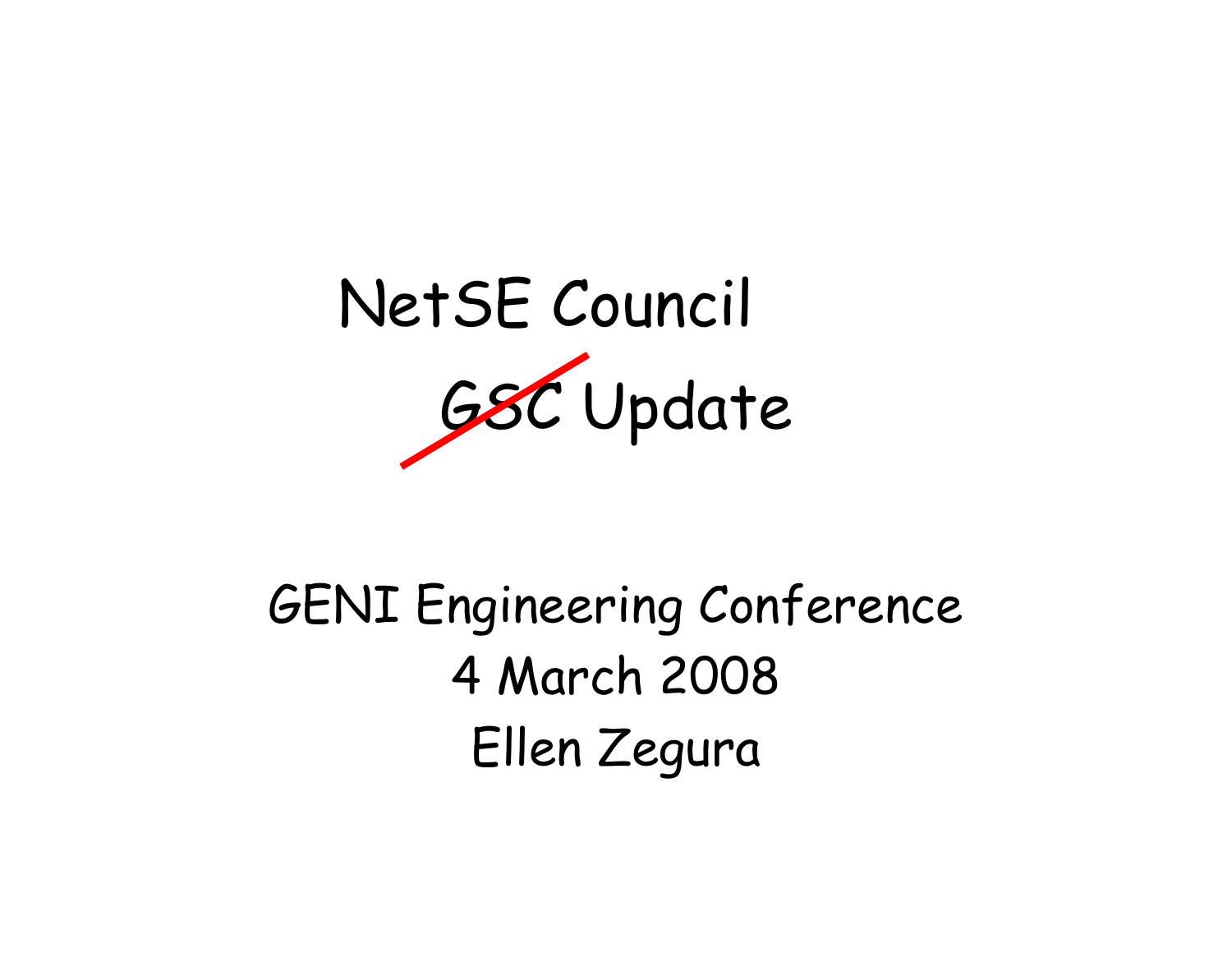# NetSE Council

# ~~GSC~~ Update

GENI Engineering Conference

4 March 2008

Ellen Zegura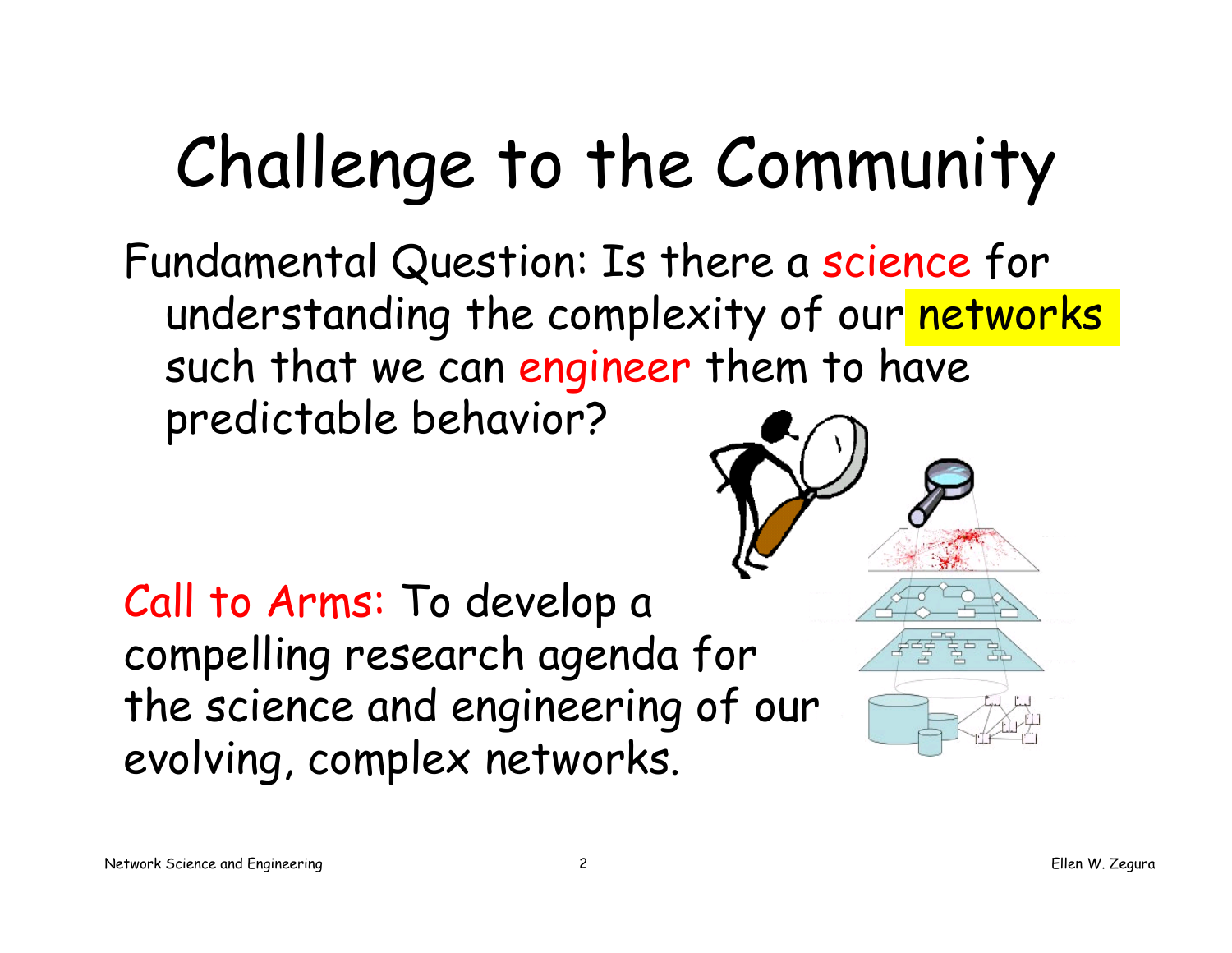# Challenge to the Community

Fundamental Question: Is there a science for understanding the complexity of our networks such that we can engineer them to have predictable behavior?

Call to Arms: To develop a compelling research agenda for the science and engineering of our evolving, complex networks.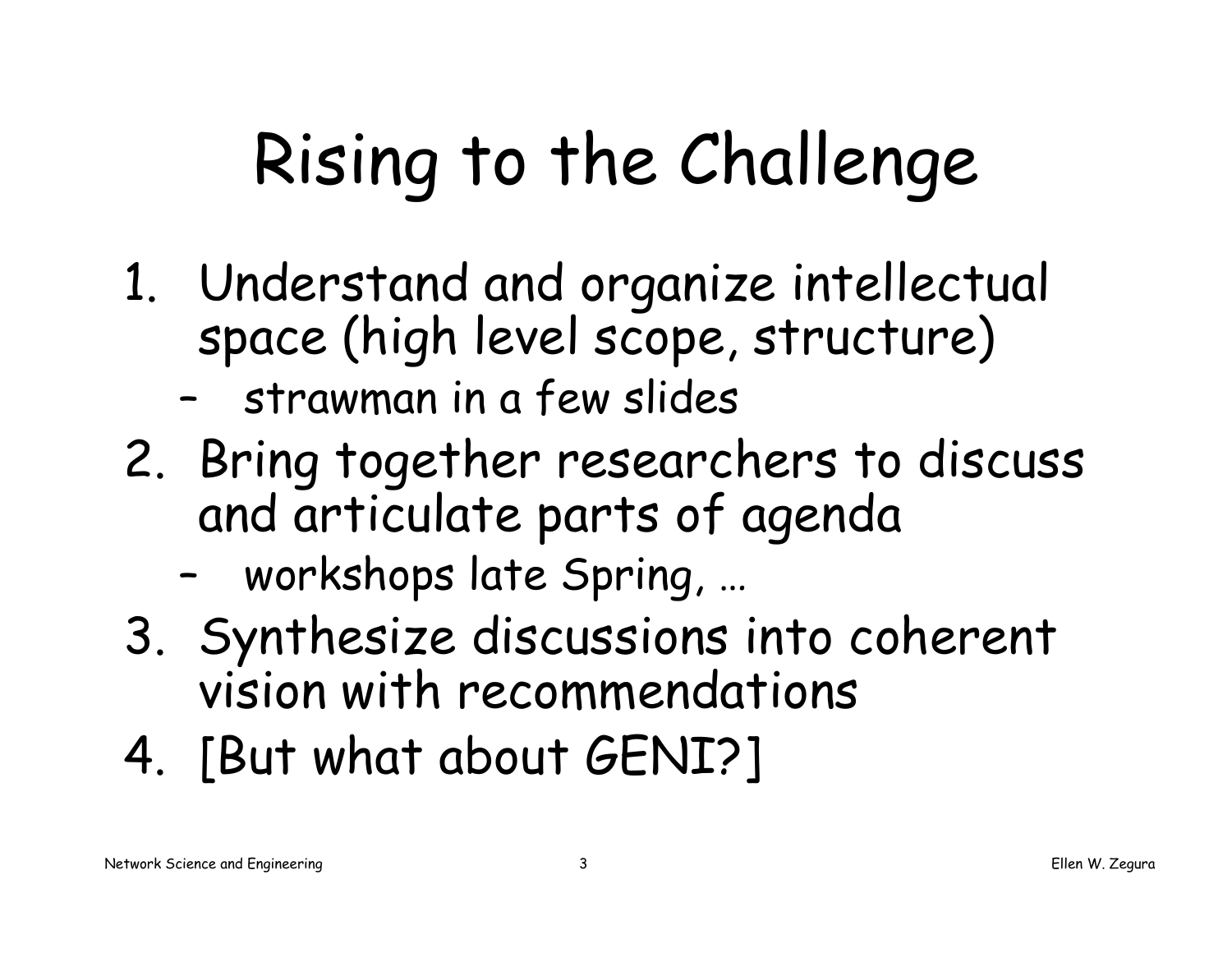# Rising to the Challenge

1. Understand and organize intellectual space (high level scope, structure)
   - strawman in a few slides
2. Bring together researchers to discuss and articulate parts of agenda
   - workshops late Spring, …
3. Synthesize discussions into coherent vision with recommendations
4. [But what about GENI?]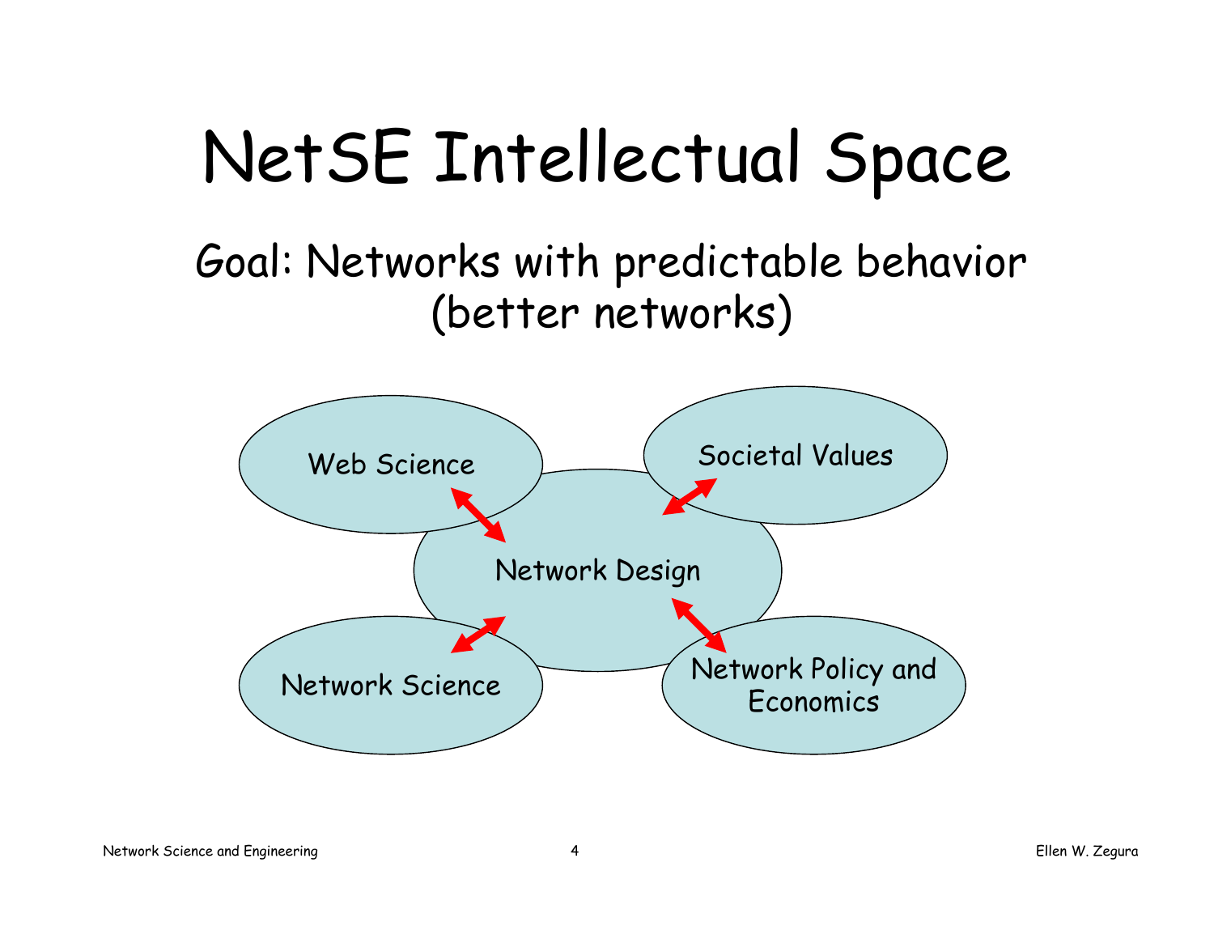# NetSE Intellectual Space

Goal: Networks with predictable behavior (better networks)

- Web Science
- Societal Values
- Network Design
- Network Science
- Network Policy and Economics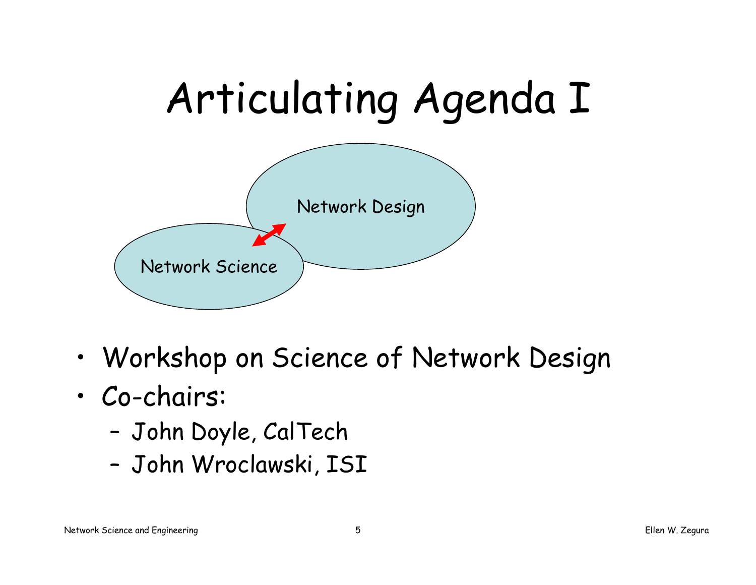# Articulating Agenda I

Network Design

Network Science

- Workshop on Science of Network Design
- Co-chairs:
  - John Doyle, CalTech
  - John Wroclawski, ISI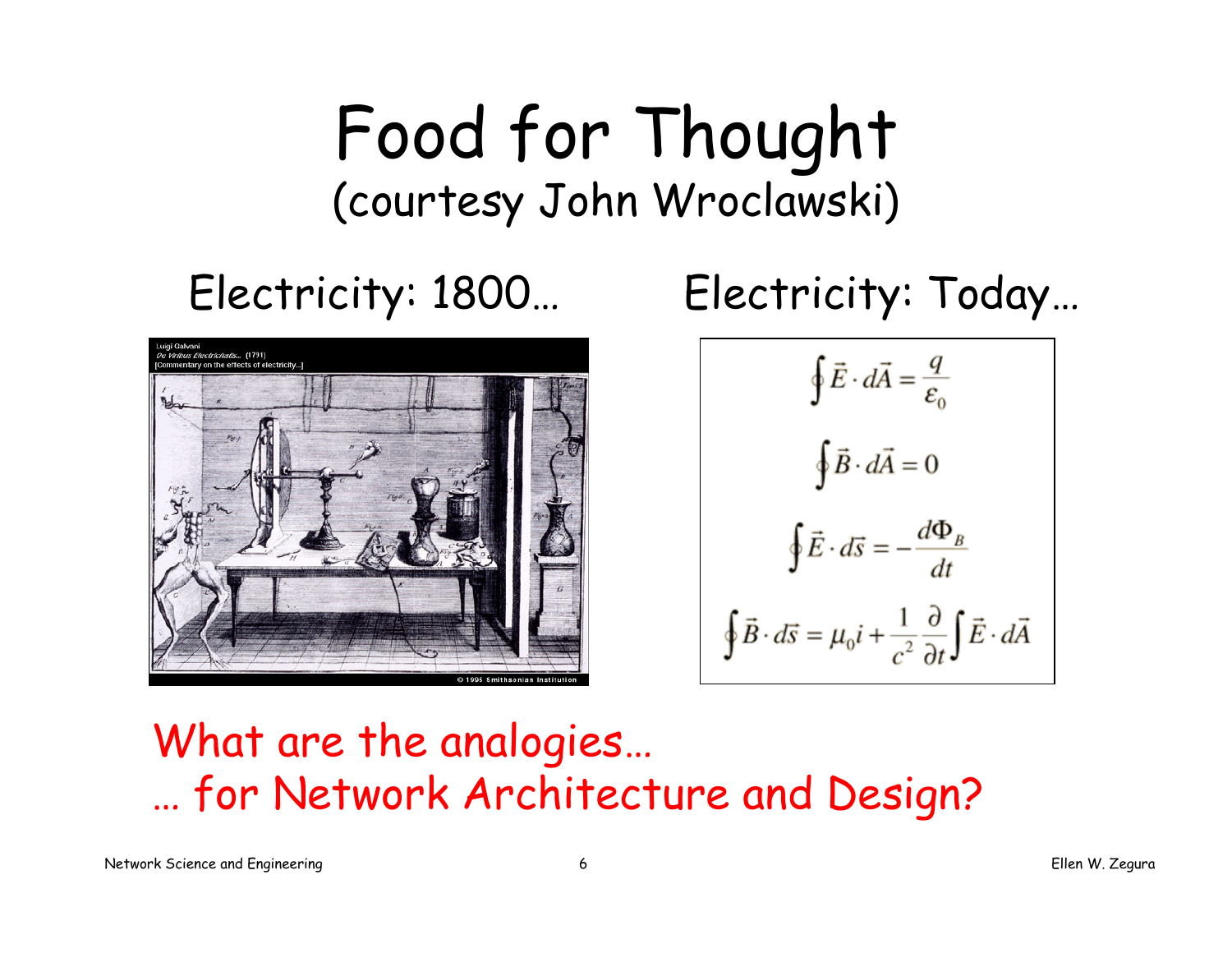# Food for Thought
(courtesy John Wroclawski)

Electricity: 1800…

Luigi Galvani
*De Viribus Electricitatis..* (1791)
[Commentary on the effects of electricity..]

© 1995 Smithsonian Institution

Electricity: Today…

$$\oint \vec{E} \cdot d\vec{A} = \frac{q}{\varepsilon_0}$$

$$\oint \vec{B} \cdot d\vec{A} = 0$$

$$\oint \vec{E} \cdot d\vec{s} = -\frac{d\Phi_B}{dt}$$

$$\oint \vec{B} \cdot d\vec{s} = \mu_0 i + \frac{1}{c^2} \frac{\partial}{\partial t} \int \vec{E} \cdot d\vec{A}$$

What are the analogies…
… for Network Architecture and Design?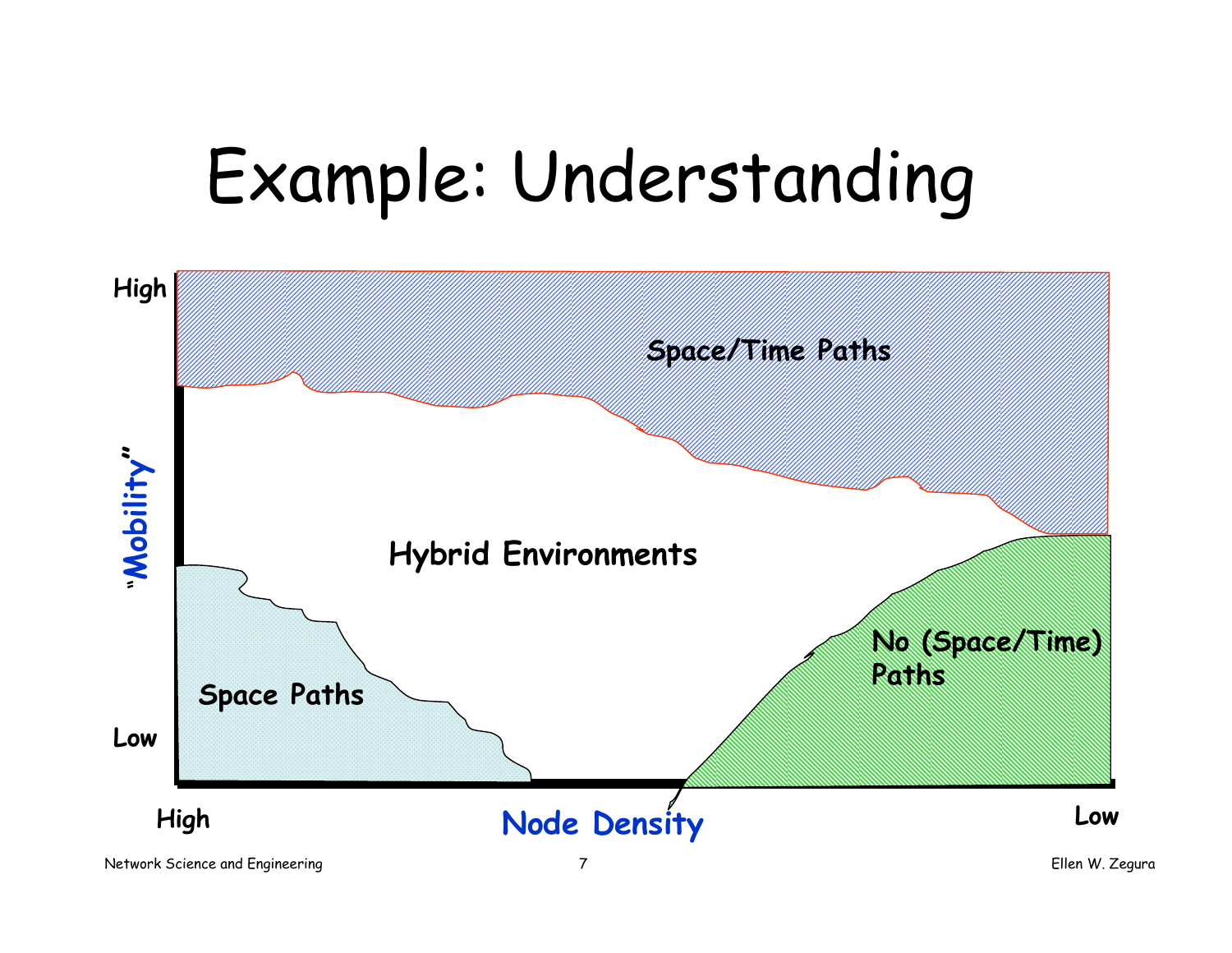# Example: Understanding

"Mobility" (High to Low) vs. Node Density (High to Low)

- Space/Time Paths
- Hybrid Environments
- Space Paths
- No (Space/Time) Paths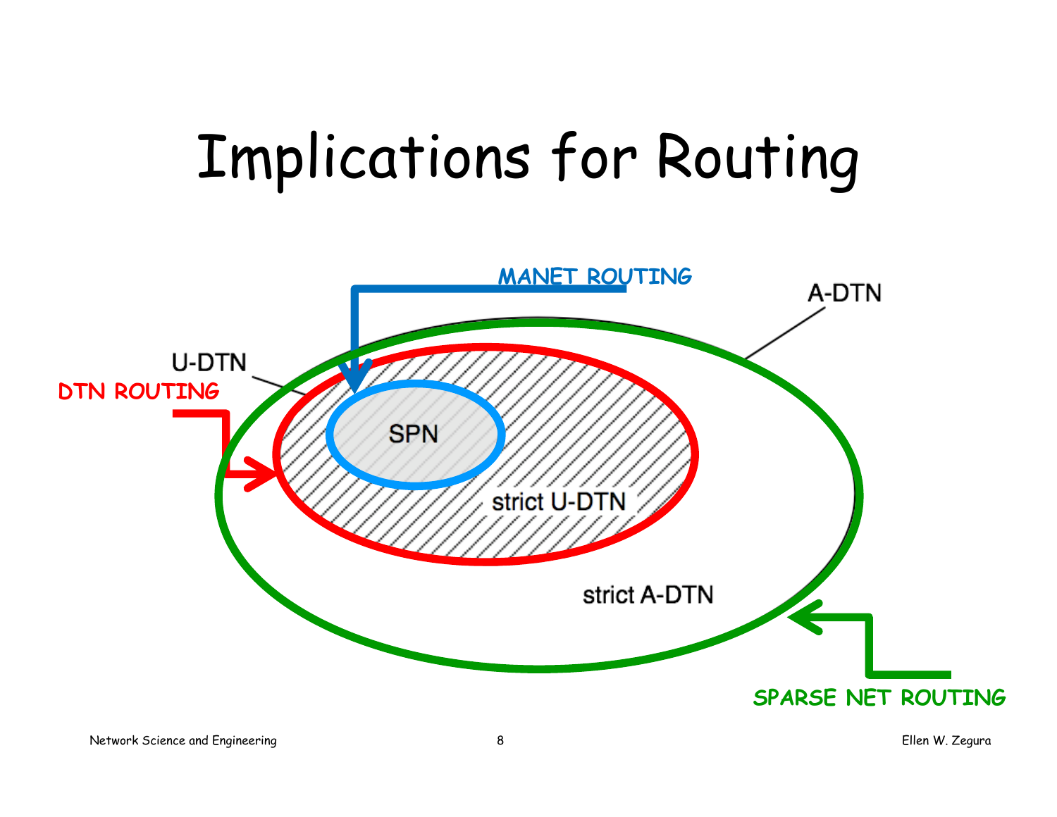# Implications for Routing

MANET ROUTING

A-DTN

U-DTN

DTN ROUTING

SPN

strict U-DTN

strict A-DTN

SPARSE NET ROUTING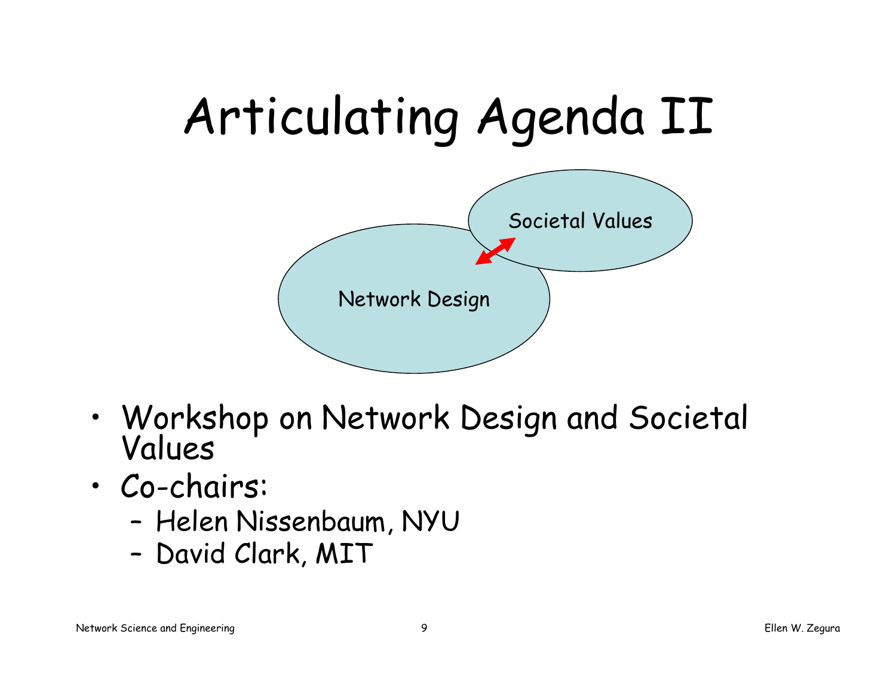# Articulating Agenda II

Societal Values

Network Design

- Workshop on Network Design and Societal Values
- Co-chairs:
  - Helen Nissenbaum, NYU
  - David Clark, MIT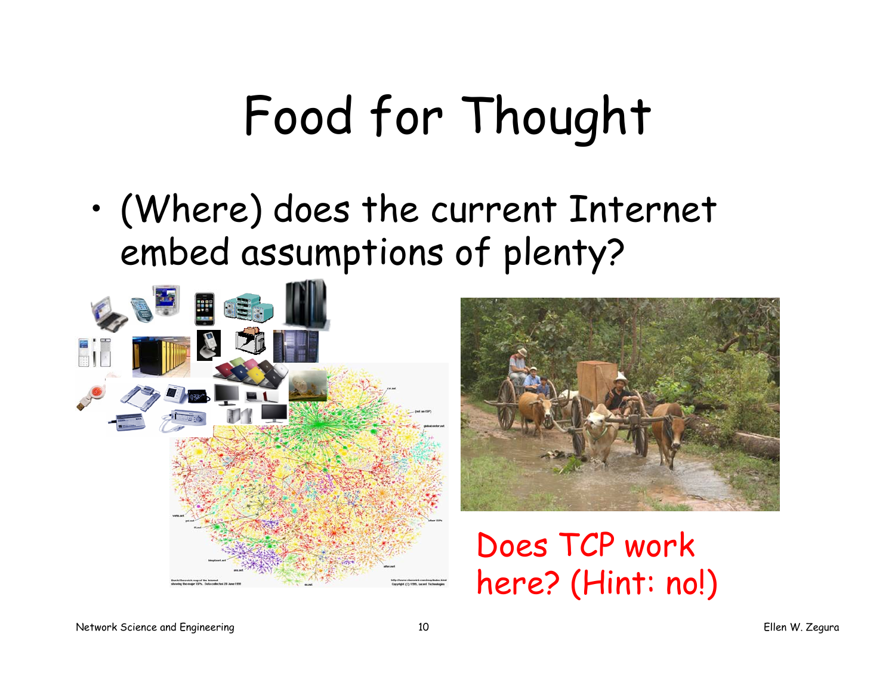# Food for Thought

- (Where) does the current Internet embed assumptions of plenty?

Does TCP work here? (Hint: no!)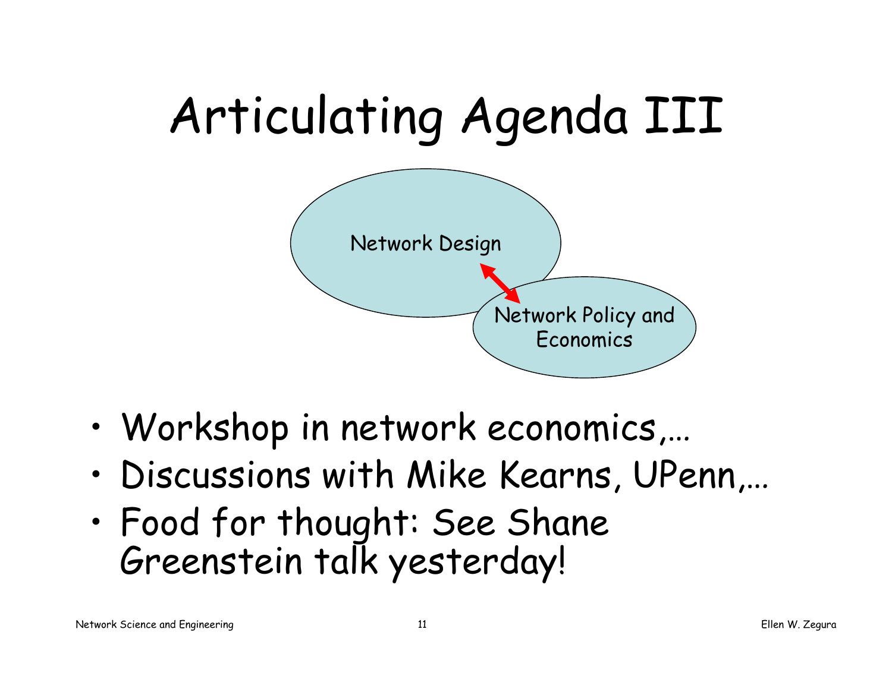# Articulating Agenda III

Network Design

Network Policy and Economics

- Workshop in network economics,…
- Discussions with Mike Kearns, UPenn,…
- Food for thought: See Shane Greenstein talk yesterday!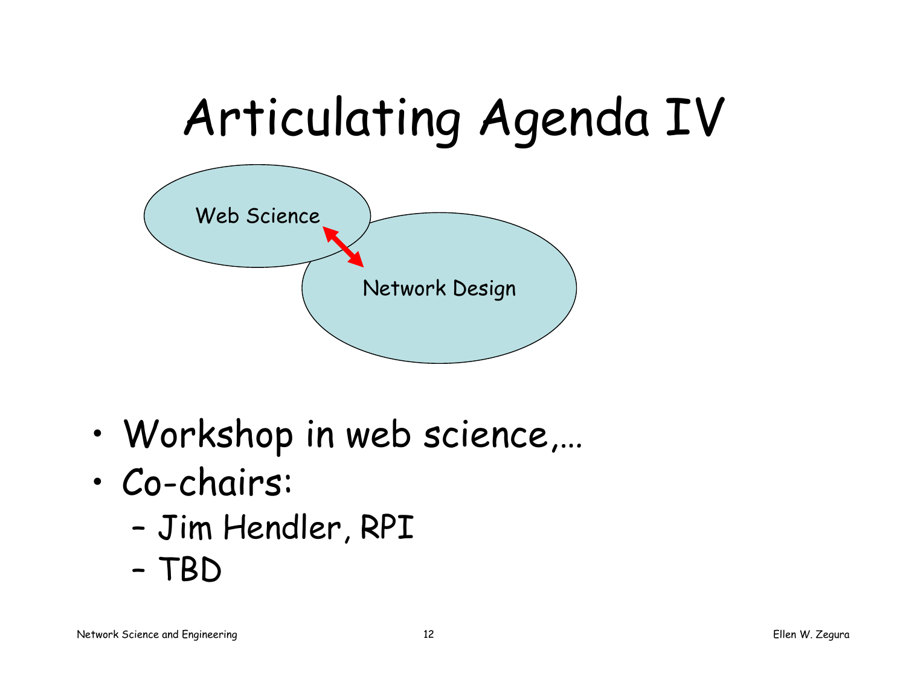# Articulating Agenda IV

Web Science

Network Design

- Workshop in web science,…
- Co-chairs:
  - Jim Hendler, RPI
  - TBD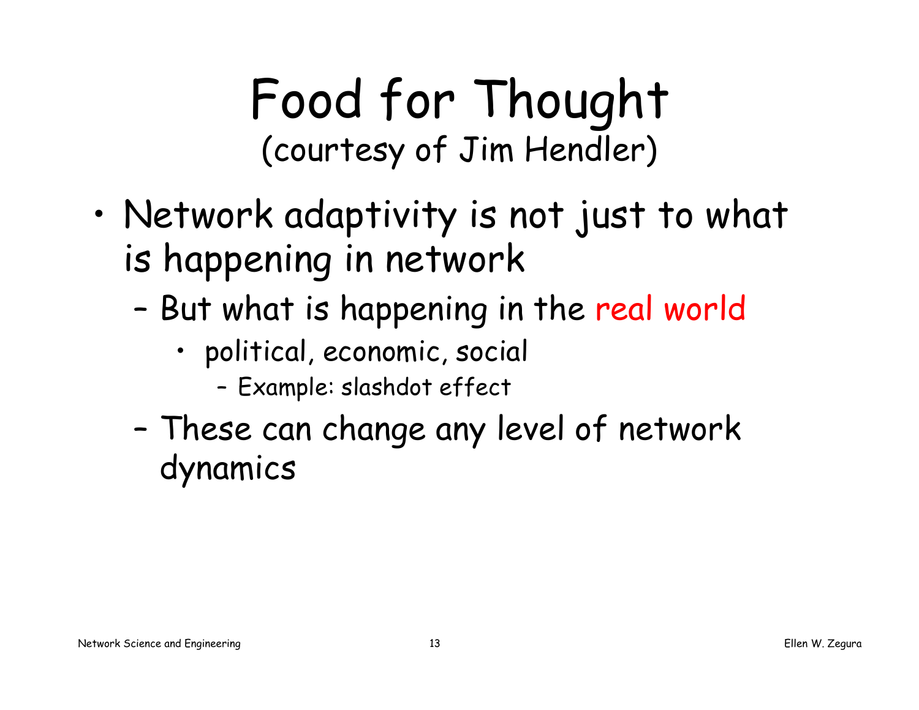# Food for Thought
(courtesy of Jim Hendler)

- Network adaptivity is not just to what is happening in network
  - But what is happening in the real world
    - political, economic, social
      - Example: slashdot effect
  - These can change any level of network dynamics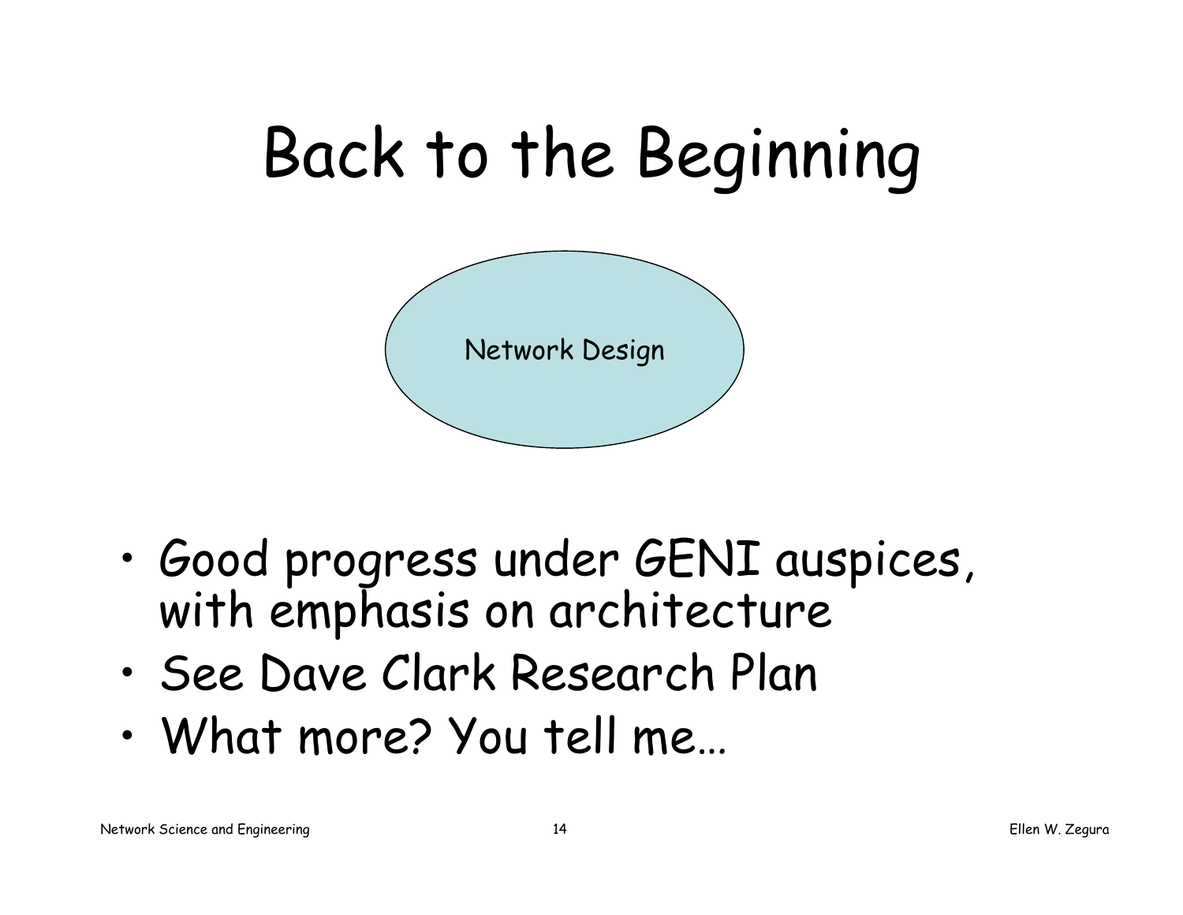# Back to the Beginning

Network Design

- Good progress under GENI auspices, with emphasis on architecture
- See Dave Clark Research Plan
- What more? You tell me…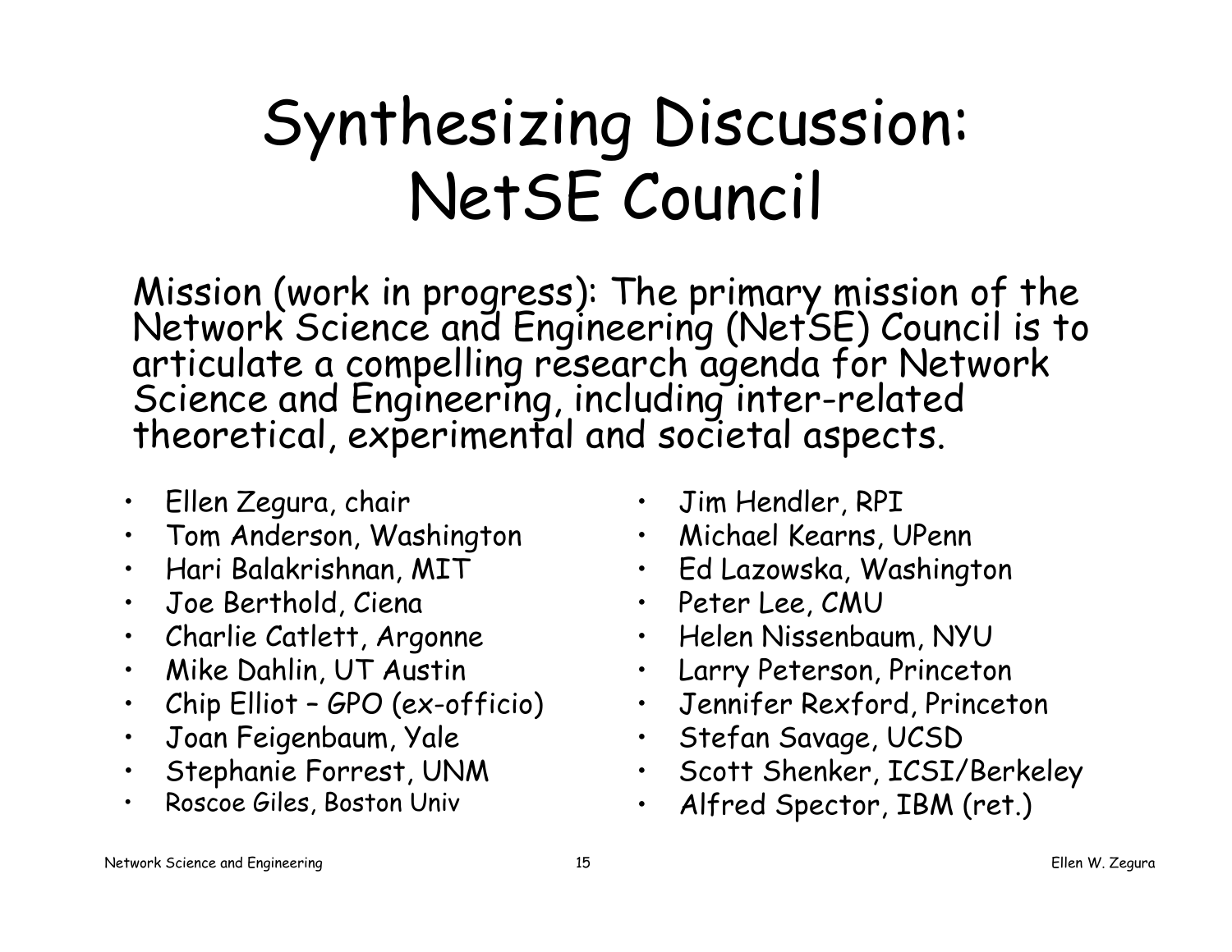# Synthesizing Discussion: NetSE Council

Mission (work in progress): The primary mission of the Network Science and Engineering (NetSE) Council is to articulate a compelling research agenda for Network Science and Engineering, including inter-related theoretical, experimental and societal aspects.

- Ellen Zegura, chair
- Tom Anderson, Washington
- Hari Balakrishnan, MIT
- Joe Berthold, Ciena
- Charlie Catlett, Argonne
- Mike Dahlin, UT Austin
- Chip Elliot – GPO (ex-officio)
- Joan Feigenbaum, Yale
- Stephanie Forrest, UNM
- Roscoe Giles, Boston Univ
- Jim Hendler, RPI
- Michael Kearns, UPenn
- Ed Lazowska, Washington
- Peter Lee, CMU
- Helen Nissenbaum, NYU
- Larry Peterson, Princeton
- Jennifer Rexford, Princeton
- Stefan Savage, UCSD
- Scott Shenker, ICSI/Berkeley
- Alfred Spector, IBM (ret.)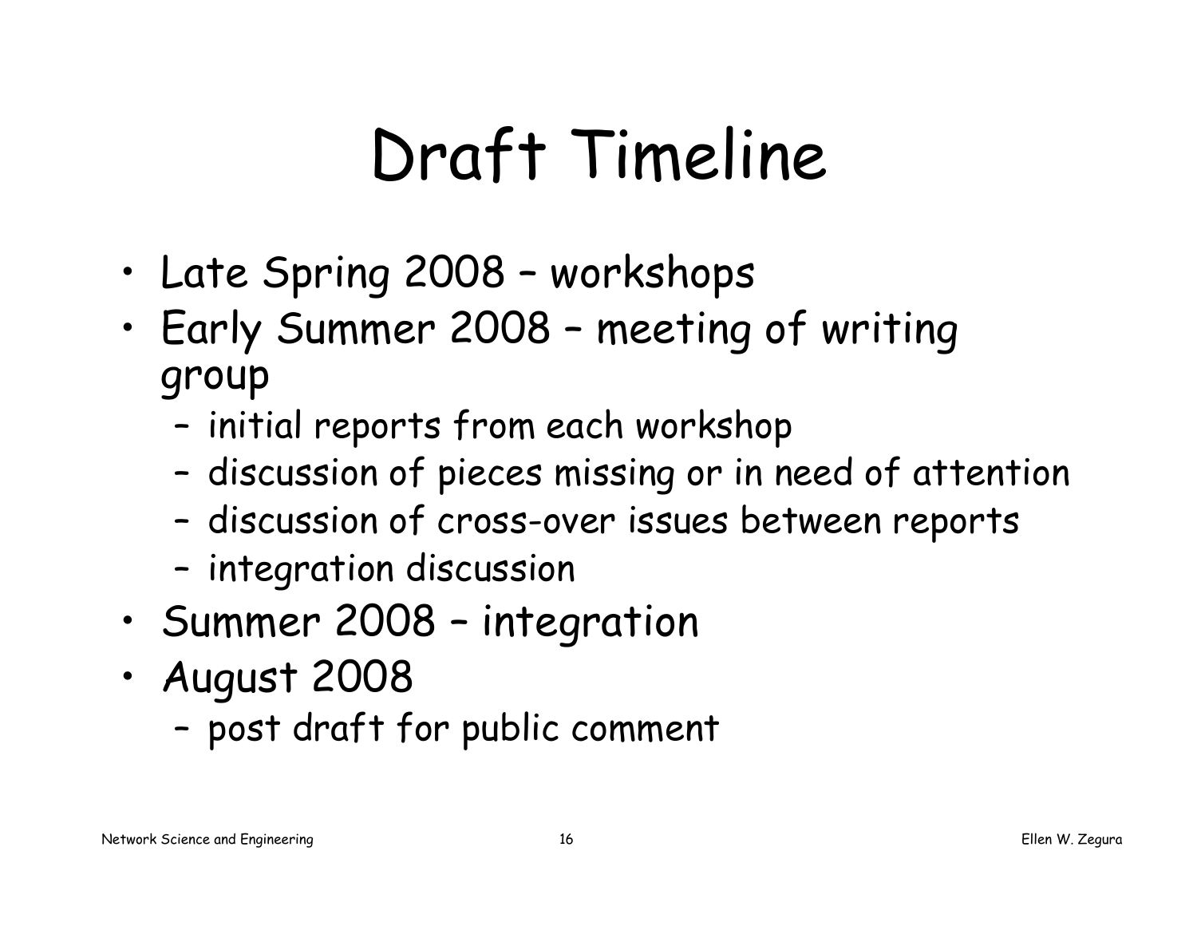# Draft Timeline

- Late Spring 2008 – workshops
- Early Summer 2008 – meeting of writing group
  - initial reports from each workshop
  - discussion of pieces missing or in need of attention
  - discussion of cross-over issues between reports
  - integration discussion
- Summer 2008 – integration
- August 2008
  - post draft for public comment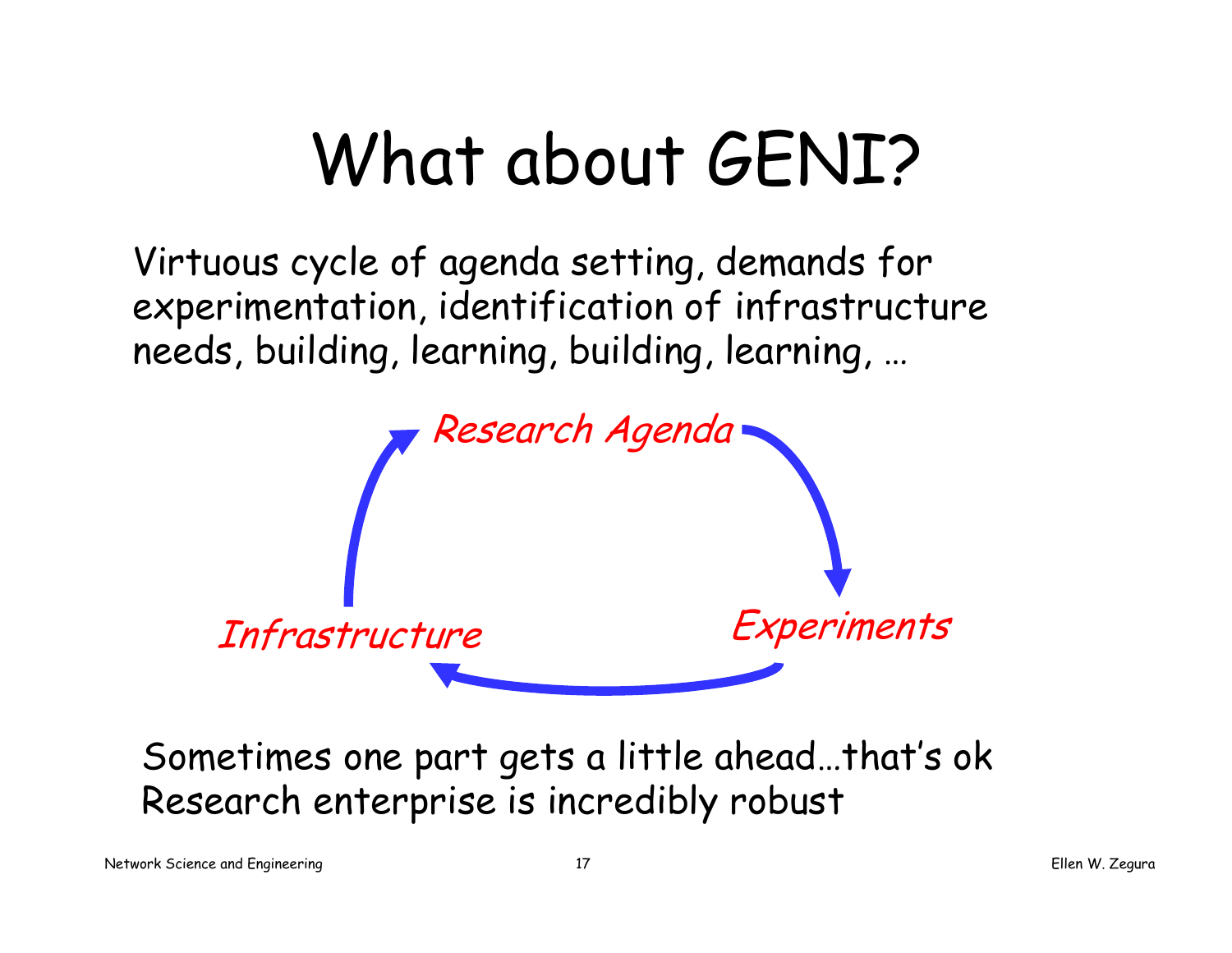# What about GENI?

Virtuous cycle of agenda setting, demands for experimentation, identification of infrastructure needs, building, learning, building, learning, …

*Research Agenda*

*Infrastructure*

*Experiments*

Sometimes one part gets a little ahead…that's ok
Research enterprise is incredibly robust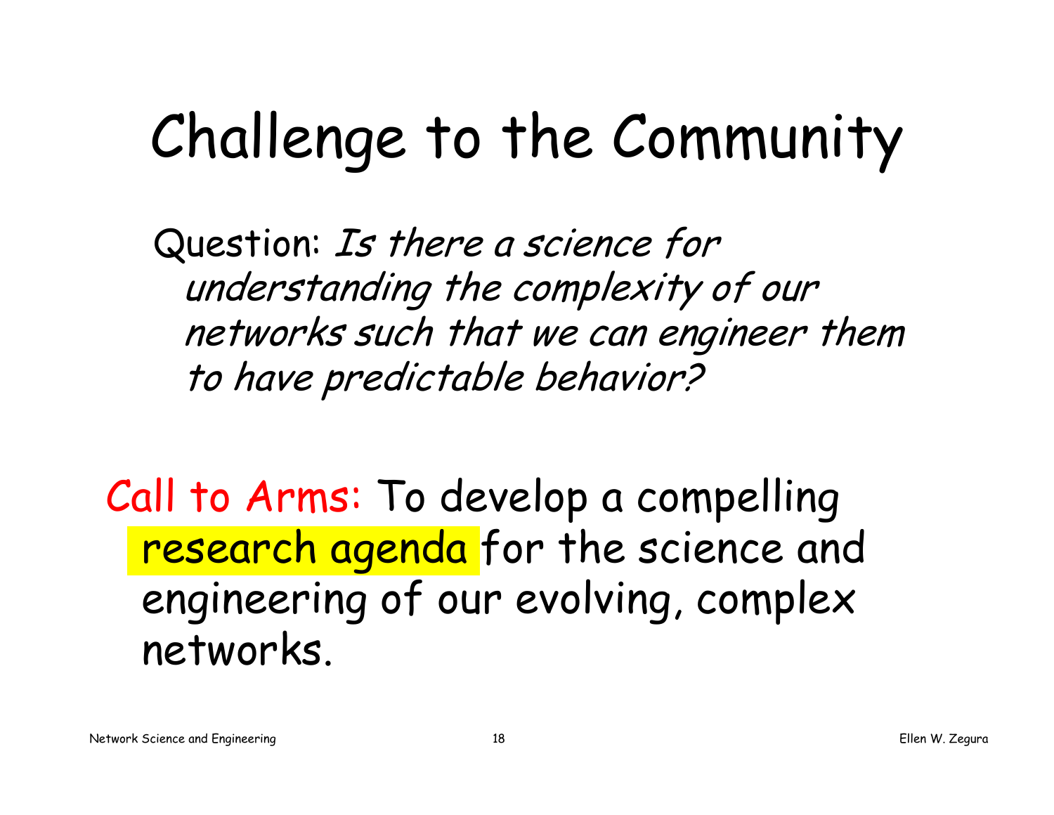# Challenge to the Community

Question: *Is there a science for understanding the complexity of our networks such that we can engineer them to have predictable behavior?*

Call to Arms: To develop a compelling research agenda for the science and engineering of our evolving, complex networks.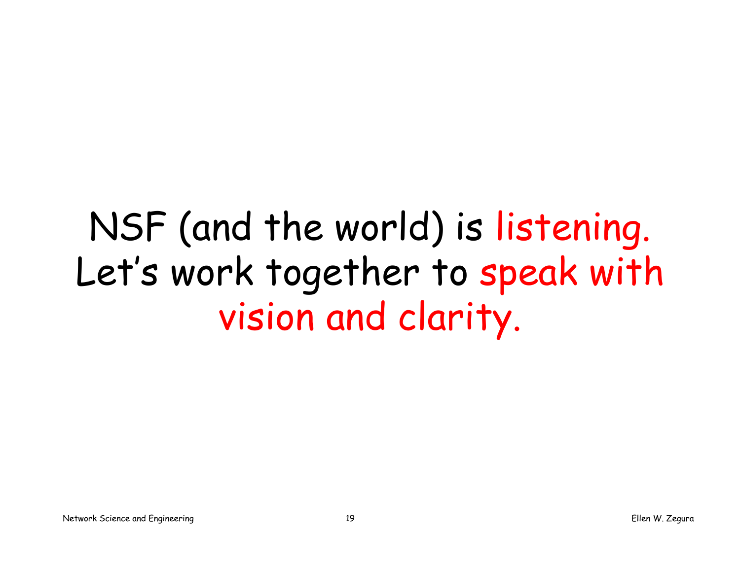NSF (and the world) is listening. Let's work together to speak with vision and clarity.